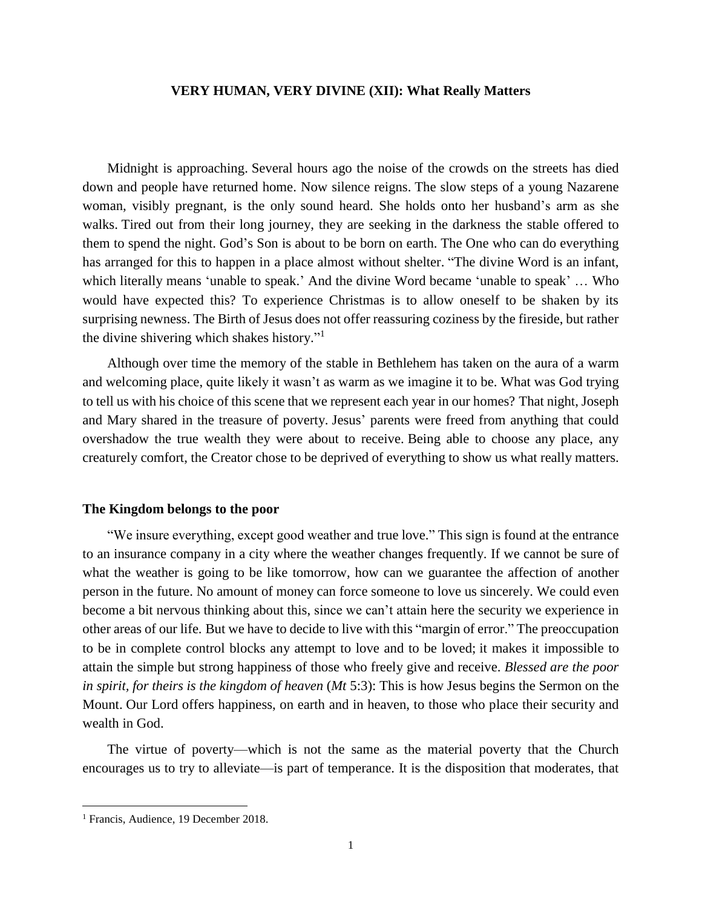# VERY HUMAN, VERY DIVINE (XII): What Really Matters

Midnight is approaching. Several hours ago the noise of the crowds on the streets has died down and people have returned home. Now silence reigns. The slow steps of a young Nazarene woman, visibly pregnant, is the only sound heard. She holds onto her husband's arm as she walks. Tired out from their long journey, they are seeking in the darkness the stable offered to them to spend the night. God's Son is about to be born on earth. The One who can do everything has arranged for this to happen in a place almost without shelter. "The divine Word is an infant, which literally means 'unable to speak.' And the divine Word became 'unable to speak' … Who would have expected this? To experience Christmas is to allow oneself to be shaken by its surprising newness. The Birth of Jesus does not offer reassuring coziness by the fireside, but rather the divine shivering which shakes history."[1]

Although over time the memory of the stable in Bethlehem has taken on the aura of a warm and welcoming place, quite likely it wasn't as warm as we imagine it to be. What was God trying to tell us with his choice of this scene that we represent each year in our homes? That night, Joseph and Mary shared in the treasure of poverty. Jesus' parents were freed from anything that could overshadow the true wealth they were about to receive. Being able to choose any place, any creaturely comfort, the Creator chose to be deprived of everything to show us what really matters.

## The Kingdom belongs to the poor

"We insure everything, except good weather and true love." This sign is found at the entrance to an insurance company in a city where the weather changes frequently. If we cannot be sure of what the weather is going to be like tomorrow, how can we guarantee the affection of another person in the future. No amount of money can force someone to love us sincerely. We could even become a bit nervous thinking about this, since we can't attain here the security we experience in other areas of our life. But we have to decide to live with this "margin of error." The preoccupation to be in complete control blocks any attempt to love and to be loved; it makes it impossible to attain the simple but strong happiness of those who freely give and receive. *Blessed are the poor in spirit, for theirs is the kingdom of heaven* (*Mt* 5:3): This is how Jesus begins the Sermon on the Mount. Our Lord offers happiness, on earth and in heaven, to those who place their security and wealth in God.

The virtue of poverty—which is not the same as the material poverty that the Church encourages us to try to alleviate—is part of temperance. It is the disposition that moderates, that

---

[1] Francis, Audience, 19 December 2018.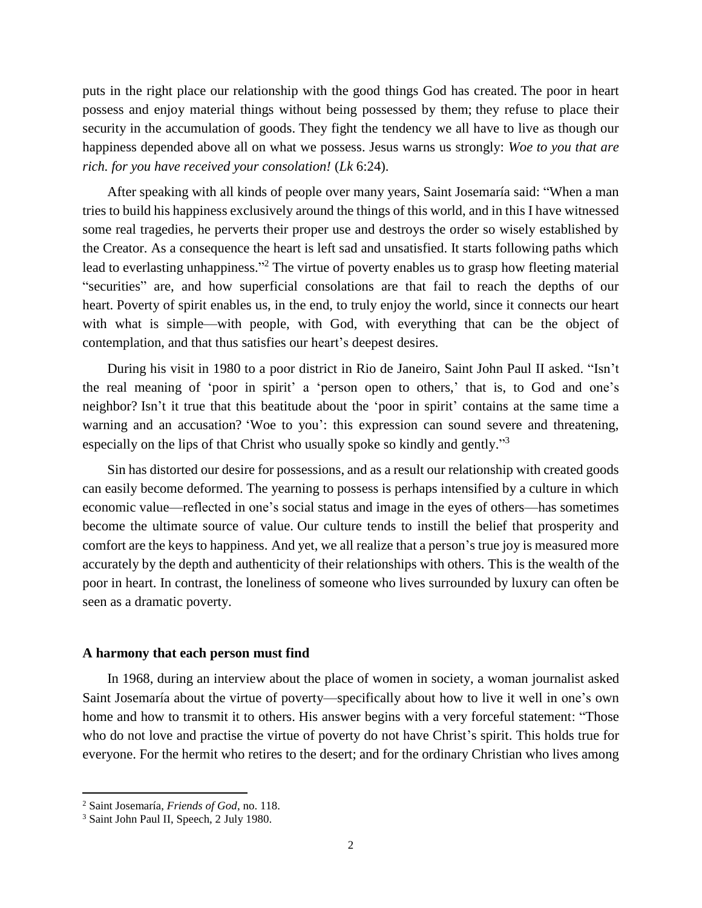puts in the right place our relationship with the good things God has created. The poor in heart possess and enjoy material things without being possessed by them; they refuse to place their security in the accumulation of goods. They fight the tendency we all have to live as though our happiness depended above all on what we possess. Jesus warns us strongly: *Woe to you that are rich. for you have received your consolation!* (*Lk* 6:24).

After speaking with all kinds of people over many years, Saint Josemaría said: "When a man tries to build his happiness exclusively around the things of this world, and in this I have witnessed some real tragedies, he perverts their proper use and destroys the order so wisely established by the Creator. As a consequence the heart is left sad and unsatisfied. It starts following paths which lead to everlasting unhappiness."[2] The virtue of poverty enables us to grasp how fleeting material "securities" are, and how superficial consolations are that fail to reach the depths of our heart. Poverty of spirit enables us, in the end, to truly enjoy the world, since it connects our heart with what is simple—with people, with God, with everything that can be the object of contemplation, and that thus satisfies our heart's deepest desires.

During his visit in 1980 to a poor district in Rio de Janeiro, Saint John Paul II asked. "Isn't the real meaning of 'poor in spirit' a 'person open to others,' that is, to God and one's neighbor? Isn't it true that this beatitude about the 'poor in spirit' contains at the same time a warning and an accusation? 'Woe to you': this expression can sound severe and threatening, especially on the lips of that Christ who usually spoke so kindly and gently."[3]

Sin has distorted our desire for possessions, and as a result our relationship with created goods can easily become deformed. The yearning to possess is perhaps intensified by a culture in which economic value—reflected in one's social status and image in the eyes of others—has sometimes become the ultimate source of value. Our culture tends to instill the belief that prosperity and comfort are the keys to happiness. And yet, we all realize that a person's true joy is measured more accurately by the depth and authenticity of their relationships with others. This is the wealth of the poor in heart. In contrast, the loneliness of someone who lives surrounded by luxury can often be seen as a dramatic poverty.

**A harmony that each person must find**

In 1968, during an interview about the place of women in society, a woman journalist asked Saint Josemaría about the virtue of poverty—specifically about how to live it well in one's own home and how to transmit it to others. His answer begins with a very forceful statement: "Those who do not love and practise the virtue of poverty do not have Christ's spirit. This holds true for everyone. For the hermit who retires to the desert; and for the ordinary Christian who lives among

---

[2] Saint Josemaría, *Friends of God*, no. 118.

[3] Saint John Paul II, Speech, 2 July 1980.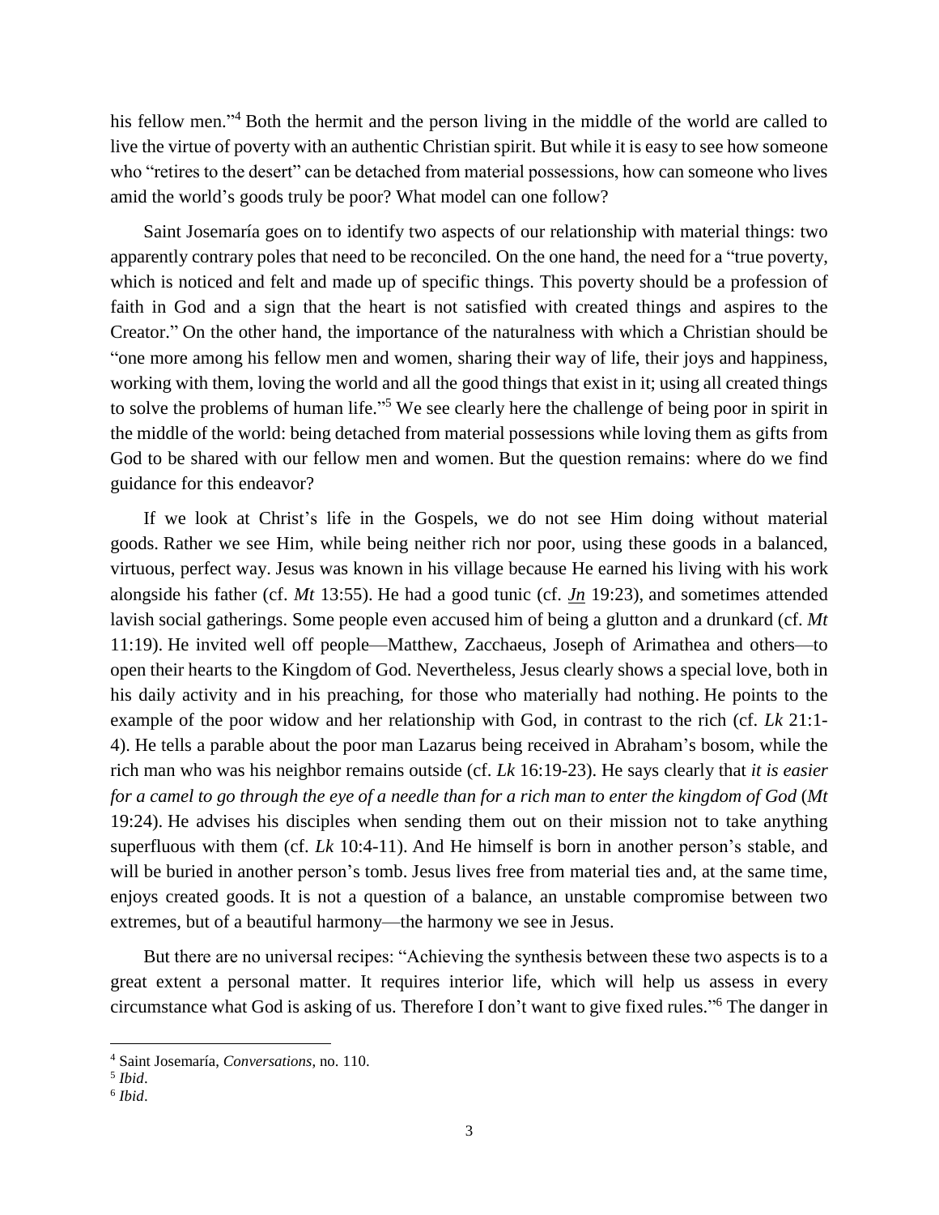his fellow men."[4] Both the hermit and the person living in the middle of the world are called to live the virtue of poverty with an authentic Christian spirit. But while it is easy to see how someone who "retires to the desert" can be detached from material possessions, how can someone who lives amid the world's goods truly be poor? What model can one follow?

Saint Josemaría goes on to identify two aspects of our relationship with material things: two apparently contrary poles that need to be reconciled. On the one hand, the need for a "true poverty, which is noticed and felt and made up of specific things. This poverty should be a profession of faith in God and a sign that the heart is not satisfied with created things and aspires to the Creator." On the other hand, the importance of the naturalness with which a Christian should be "one more among his fellow men and women, sharing their way of life, their joys and happiness, working with them, loving the world and all the good things that exist in it; using all created things to solve the problems of human life."[5] We see clearly here the challenge of being poor in spirit in the middle of the world: being detached from material possessions while loving them as gifts from God to be shared with our fellow men and women. But the question remains: where do we find guidance for this endeavor?

If we look at Christ's life in the Gospels, we do not see Him doing without material goods. Rather we see Him, while being neither rich nor poor, using these goods in a balanced, virtuous, perfect way. Jesus was known in his village because He earned his living with his work alongside his father (cf. *Mt* 13:55). He had a good tunic (cf. *Jn* 19:23), and sometimes attended lavish social gatherings. Some people even accused him of being a glutton and a drunkard (cf. *Mt* 11:19). He invited well off people—Matthew, Zacchaeus, Joseph of Arimathea and others—to open their hearts to the Kingdom of God. Nevertheless, Jesus clearly shows a special love, both in his daily activity and in his preaching, for those who materially had nothing. He points to the example of the poor widow and her relationship with God, in contrast to the rich (cf. *Lk* 21:1-4). He tells a parable about the poor man Lazarus being received in Abraham's bosom, while the rich man who was his neighbor remains outside (cf. *Lk* 16:19-23). He says clearly that *it is easier for a camel to go through the eye of a needle than for a rich man to enter the kingdom of God* (*Mt* 19:24). He advises his disciples when sending them out on their mission not to take anything superfluous with them (cf. *Lk* 10:4-11). And He himself is born in another person's stable, and will be buried in another person's tomb. Jesus lives free from material ties and, at the same time, enjoys created goods. It is not a question of a balance, an unstable compromise between two extremes, but of a beautiful harmony—the harmony we see in Jesus.

But there are no universal recipes: "Achieving the synthesis between these two aspects is to a great extent a personal matter. It requires interior life, which will help us assess in every circumstance what God is asking of us. Therefore I don't want to give fixed rules."[6] The danger in

---

[4] Saint Josemaría, *Conversations*, no. 110.

[5] *Ibid*.

[6] *Ibid*.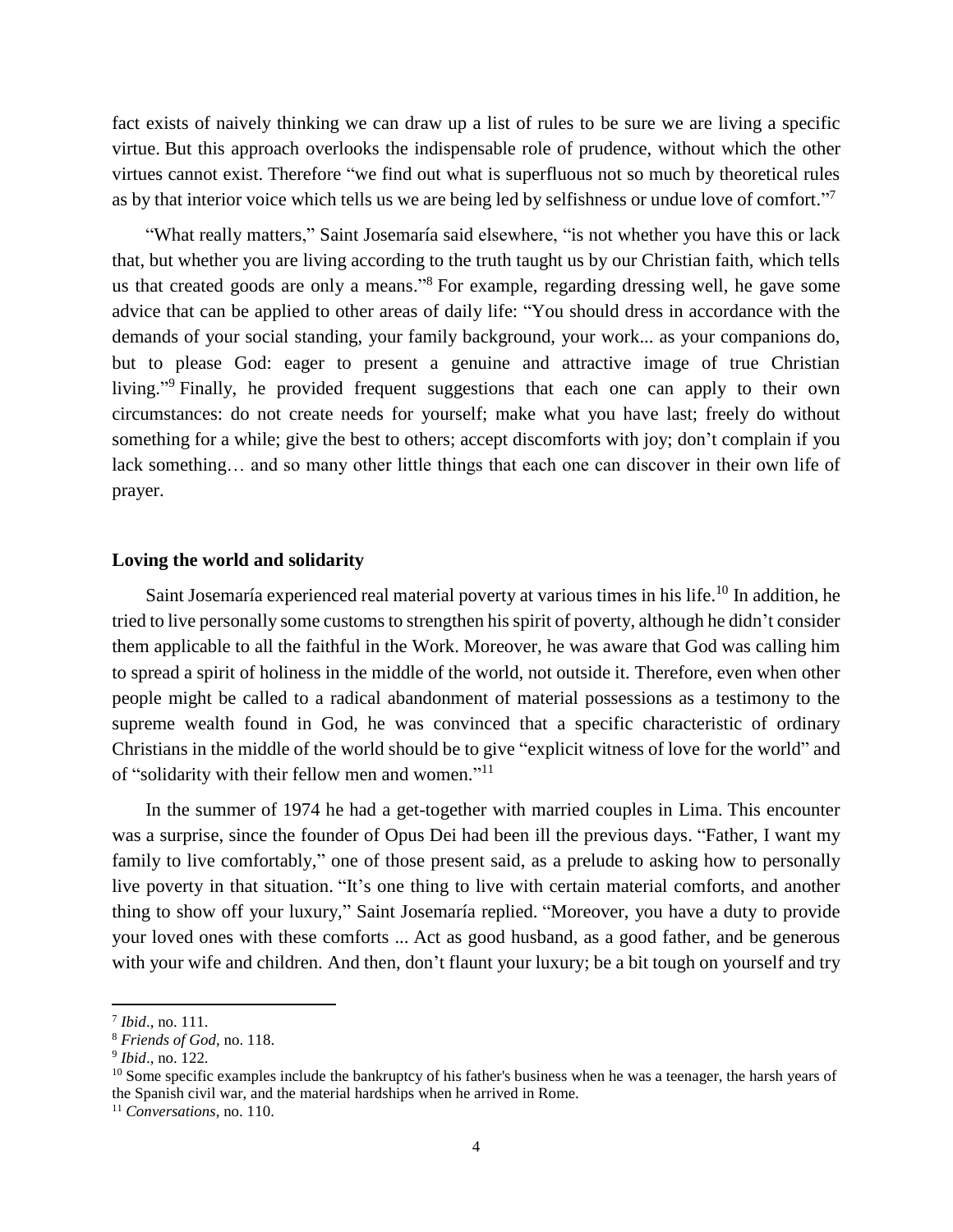fact exists of naively thinking we can draw up a list of rules to be sure we are living a specific virtue. But this approach overlooks the indispensable role of prudence, without which the other virtues cannot exist. Therefore "we find out what is superfluous not so much by theoretical rules as by that interior voice which tells us we are being led by selfishness or undue love of comfort."[7]

"What really matters," Saint Josemaría said elsewhere, "is not whether you have this or lack that, but whether you are living according to the truth taught us by our Christian faith, which tells us that created goods are only a means."[8] For example, regarding dressing well, he gave some advice that can be applied to other areas of daily life: "You should dress in accordance with the demands of your social standing, your family background, your work... as your companions do, but to please God: eager to present a genuine and attractive image of true Christian living."[9] Finally, he provided frequent suggestions that each one can apply to their own circumstances: do not create needs for yourself; make what you have last; freely do without something for a while; give the best to others; accept discomforts with joy; don't complain if you lack something… and so many other little things that each one can discover in their own life of prayer.

## Loving the world and solidarity

Saint Josemaría experienced real material poverty at various times in his life.[10] In addition, he tried to live personally some customs to strengthen his spirit of poverty, although he didn't consider them applicable to all the faithful in the Work. Moreover, he was aware that God was calling him to spread a spirit of holiness in the middle of the world, not outside it. Therefore, even when other people might be called to a radical abandonment of material possessions as a testimony to the supreme wealth found in God, he was convinced that a specific characteristic of ordinary Christians in the middle of the world should be to give "explicit witness of love for the world" and of "solidarity with their fellow men and women."[11]

In the summer of 1974 he had a get-together with married couples in Lima. This encounter was a surprise, since the founder of Opus Dei had been ill the previous days. "Father, I want my family to live comfortably," one of those present said, as a prelude to asking how to personally live poverty in that situation. "It's one thing to live with certain material comforts, and another thing to show off your luxury," Saint Josemaría replied. "Moreover, you have a duty to provide your loved ones with these comforts ... Act as good husband, as a good father, and be generous with your wife and children. And then, don't flaunt your luxury; be a bit tough on yourself and try

---

[7] *Ibid*., no. 111.

[8] *Friends of God*, no. 118.

[9] *Ibid*., no. 122.

[10] Some specific examples include the bankruptcy of his father's business when he was a teenager, the harsh years of the Spanish civil war, and the material hardships when he arrived in Rome.

[11] *Conversations*, no. 110.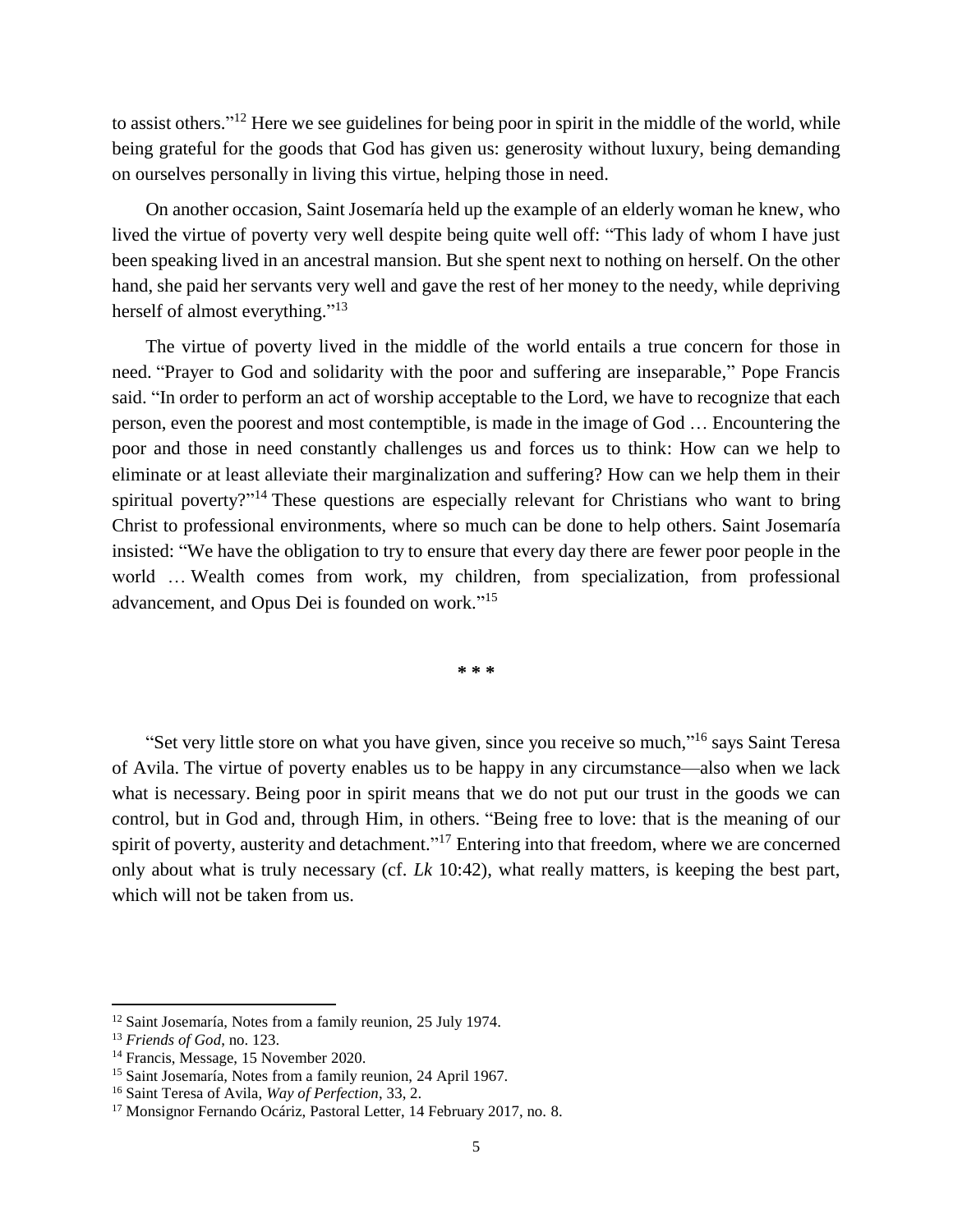to assist others."[12] Here we see guidelines for being poor in spirit in the middle of the world, while being grateful for the goods that God has given us: generosity without luxury, being demanding on ourselves personally in living this virtue, helping those in need.

On another occasion, Saint Josemaría held up the example of an elderly woman he knew, who lived the virtue of poverty very well despite being quite well off: "This lady of whom I have just been speaking lived in an ancestral mansion. But she spent next to nothing on herself. On the other hand, she paid her servants very well and gave the rest of her money to the needy, while depriving herself of almost everything."[13]

The virtue of poverty lived in the middle of the world entails a true concern for those in need. "Prayer to God and solidarity with the poor and suffering are inseparable," Pope Francis said. "In order to perform an act of worship acceptable to the Lord, we have to recognize that each person, even the poorest and most contemptible, is made in the image of God … Encountering the poor and those in need constantly challenges us and forces us to think: How can we help to eliminate or at least alleviate their marginalization and suffering? How can we help them in their spiritual poverty?"[14] These questions are especially relevant for Christians who want to bring Christ to professional environments, where so much can be done to help others. Saint Josemaría insisted: "We have the obligation to try to ensure that every day there are fewer poor people in the world … Wealth comes from work, my children, from specialization, from professional advancement, and Opus Dei is founded on work."[15]

\* \* \*

"Set very little store on what you have given, since you receive so much,"[16] says Saint Teresa of Avila. The virtue of poverty enables us to be happy in any circumstance—also when we lack what is necessary. Being poor in spirit means that we do not put our trust in the goods we can control, but in God and, through Him, in others. "Being free to love: that is the meaning of our spirit of poverty, austerity and detachment."[17] Entering into that freedom, where we are concerned only about what is truly necessary (cf. *Lk* 10:42), what really matters, is keeping the best part, which will not be taken from us.

---

[12] Saint Josemaría, Notes from a family reunion, 25 July 1974.

[13] *Friends of God*, no. 123.

[14] Francis, Message, 15 November 2020.

[15] Saint Josemaría, Notes from a family reunion, 24 April 1967.

[16] Saint Teresa of Avila, *Way of Perfection*, 33, 2.

[17] Monsignor Fernando Ocáriz, Pastoral Letter, 14 February 2017, no. 8.